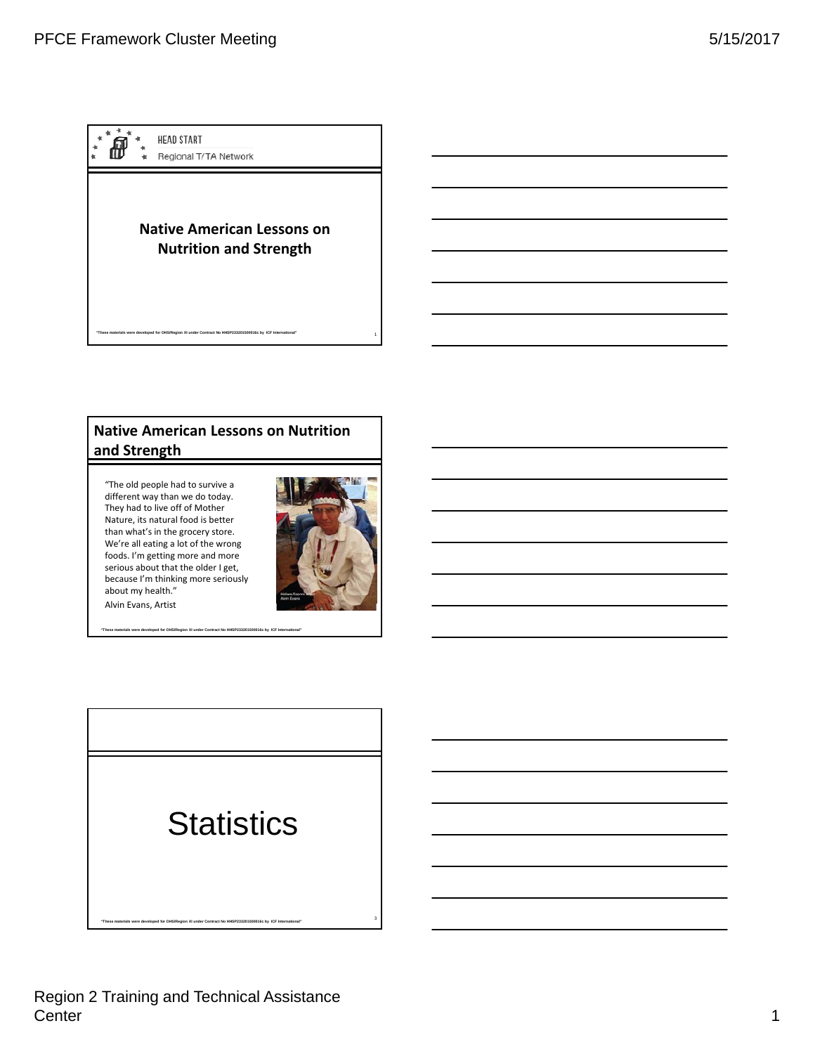HEAD START

Regional T/TA Network

# Native American Lessons on Nutrition and Strength

"These materials were developed for OHS/Region XI under Contract No HHSP233201500016c by ICF International"

## Native American Lessons on Nutrition and Strength

"The old people had to survive a different way than we do today. They had to live off of Mother Nature, its natural food is better than what's in the grocery store. We're all eating a lot of the wrong foods. I'm getting more and more serious about that the older I get, because I'm thinking more seriously about my health."

Alvin Evans, Artist

"These materials were developed for OHS/Region XI under Contract No HHSP233201500016c by ICF International"

# Statistics

"These materials were developed for OHS/Region XI under Contract No HHSP233201500016c by ICF International"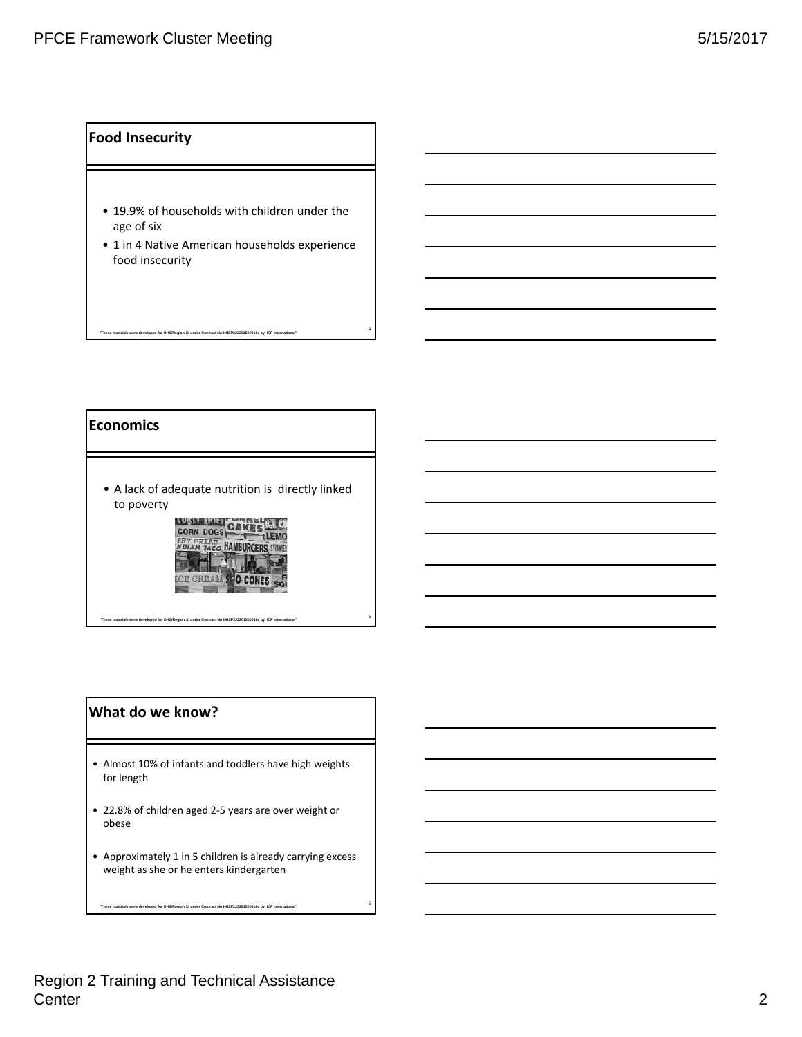## Food Insecurity

- 19.9% of households with children under the age of six
- 1 in 4 Native American households experience food insecurity

"These materials were developed for OHS/Region XI under Contract No HHSP233201500016c by ICF International"

## Economics

- A lack of adequate nutrition is directly linked to poverty

"These materials were developed for OHS/Region XI under Contract No HHSP233201500016c by ICF International"

## What do we know?

- Almost 10% of infants and toddlers have high weights for length
- 22.8% of children aged 2-5 years are over weight or obese
- Approximately 1 in 5 children is already carrying excess weight as she or he enters kindergarten

"These materials were developed for OHS/Region XI under Contract No HHSP233201500016c by ICF International"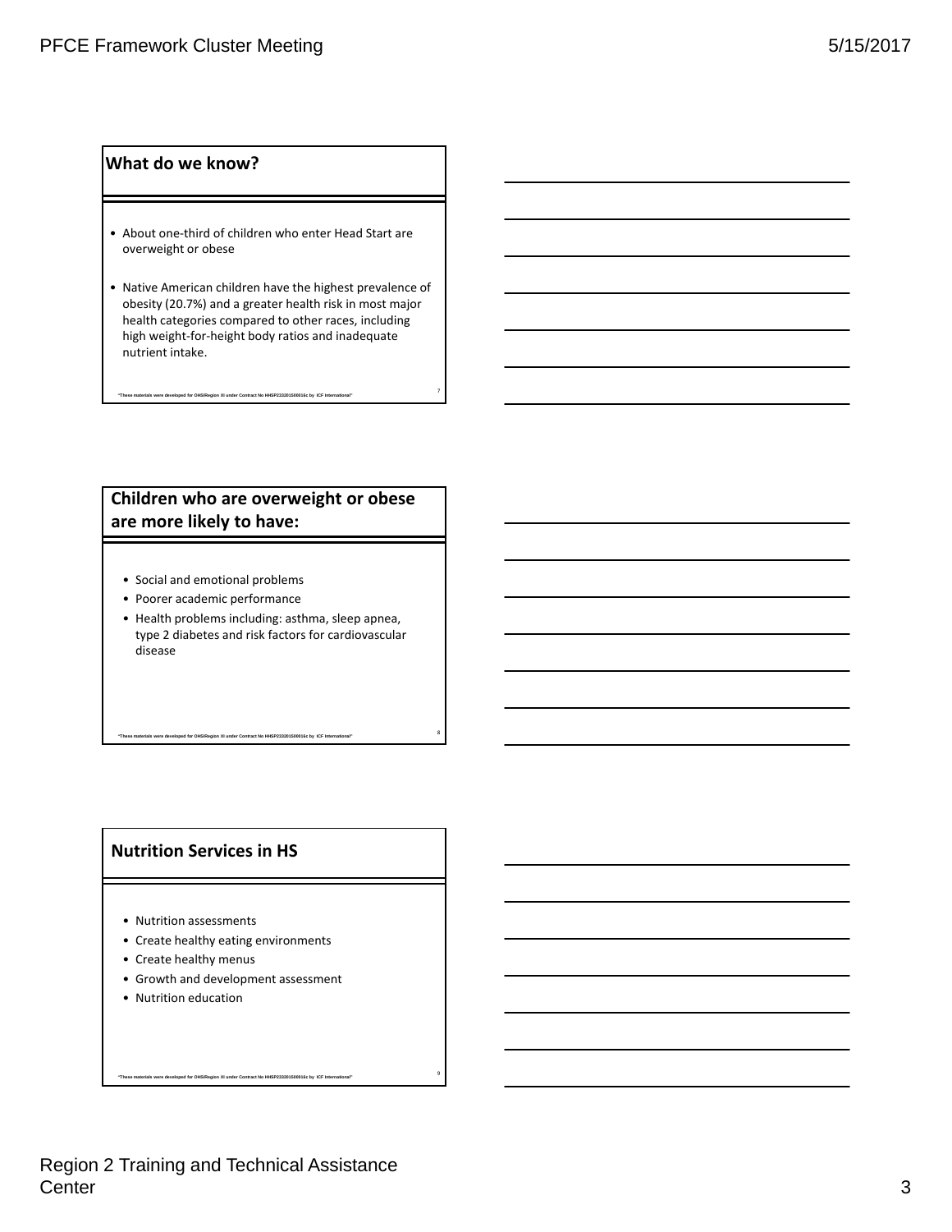## What do we know?

- About one-third of children who enter Head Start are overweight or obese
- Native American children have the highest prevalence of obesity (20.7%) and a greater health risk in most major health categories compared to other races, including high weight-for-height body ratios and inadequate nutrient intake.

"These materials were developed for OHS/Region XI under Contract No HHSP233201500016c by ICF International"

## Children who are overweight or obese are more likely to have:

- Social and emotional problems
- Poorer academic performance
- Health problems including: asthma, sleep apnea, type 2 diabetes and risk factors for cardiovascular disease

"These materials were developed for OHS/Region XI under Contract No HHSP233201500016c by ICF International"

## Nutrition Services in HS

- Nutrition assessments
- Create healthy eating environments
- Create healthy menus
- Growth and development assessment
- Nutrition education

"These materials were developed for OHS/Region XI under Contract No HHSP233201500016c by ICF International"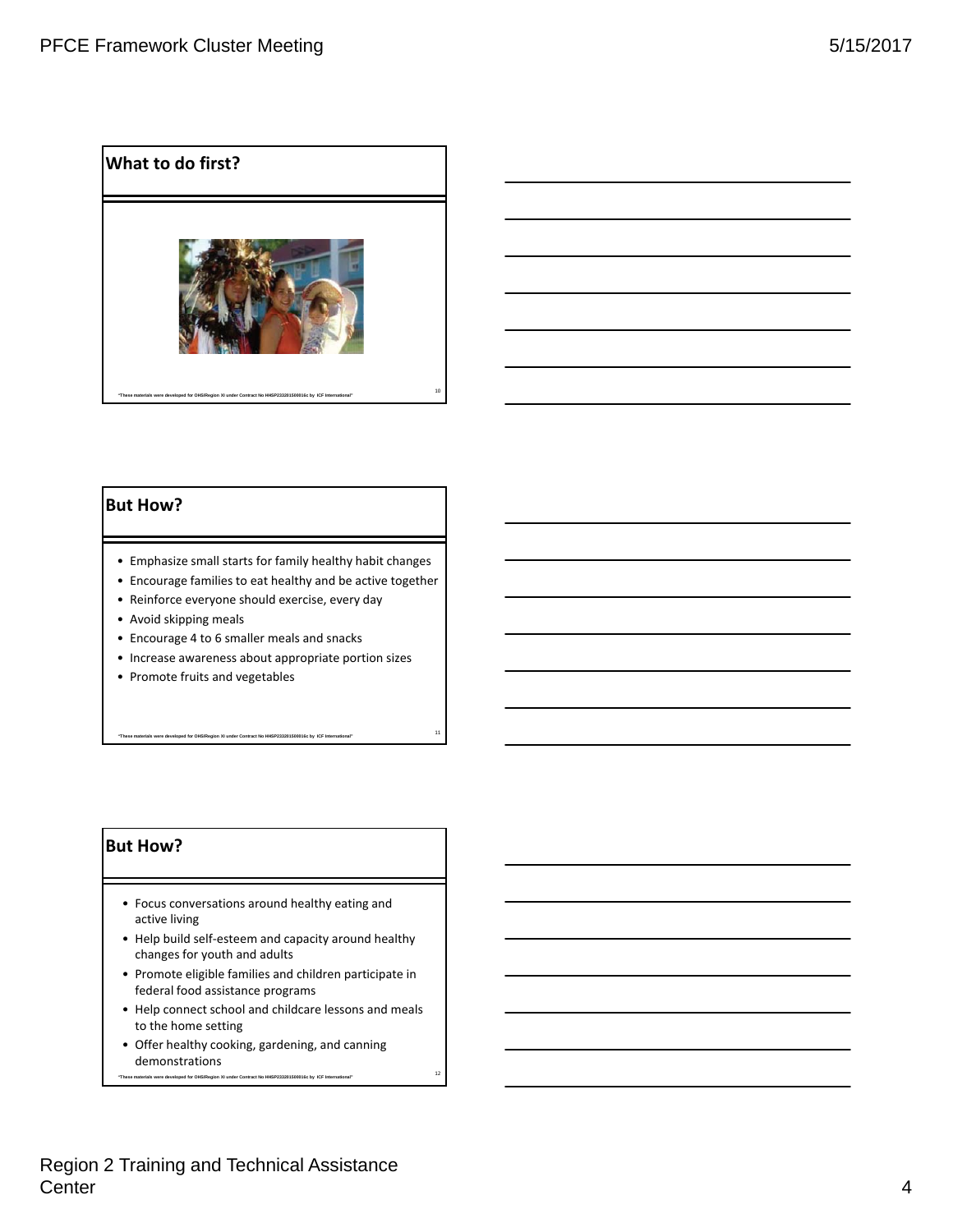## What to do first?

"These materials were developed for OHS/Region XI under Contract No HHSP233201500016c by ICF International"

## But How?

- Emphasize small starts for family healthy habit changes
- Encourage families to eat healthy and be active together
- Reinforce everyone should exercise, every day
- Avoid skipping meals
- Encourage 4 to 6 smaller meals and snacks
- Increase awareness about appropriate portion sizes
- Promote fruits and vegetables

"These materials were developed for OHS/Region XI under Contract No HHSP233201500016c by ICF International"

## But How?

- Focus conversations around healthy eating and active living
- Help build self-esteem and capacity around healthy changes for youth and adults
- Promote eligible families and children participate in federal food assistance programs
- Help connect school and childcare lessons and meals to the home setting
- Offer healthy cooking, gardening, and canning demonstrations

"These materials were developed for OHS/Region XI under Contract No HHSP233201500016c by ICF International"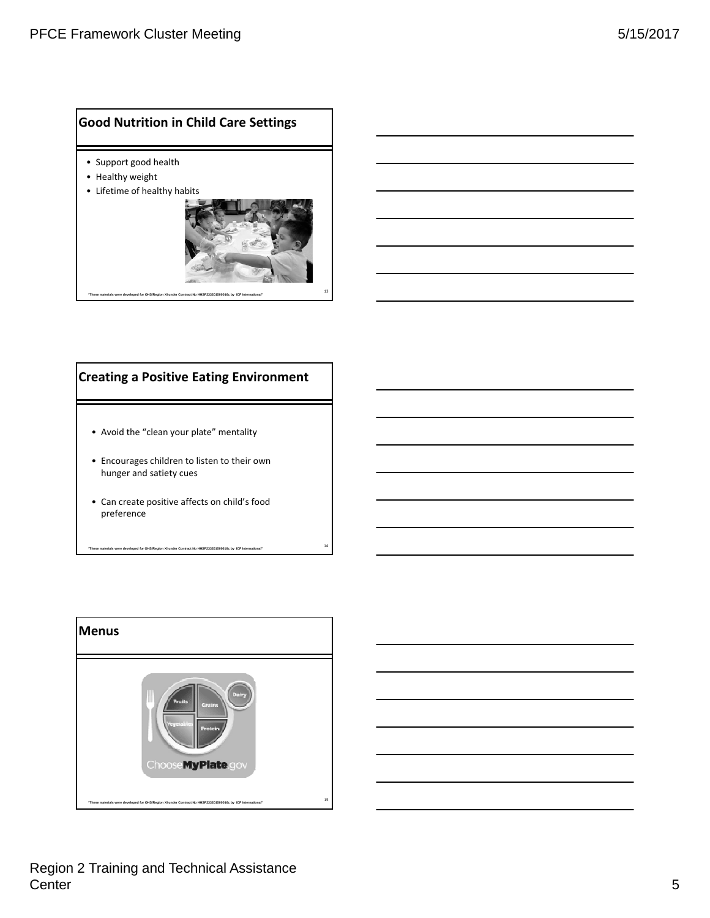## Good Nutrition in Child Care Settings

- Support good health
- Healthy weight
- Lifetime of healthy habits

"These materials were developed for OHS/Region XI under Contract No HHSP233201500016c by ICF International"

## Creating a Positive Eating Environment

- Avoid the "clean your plate" mentality
- Encourages children to listen to their own hunger and satiety cues
- Can create positive affects on child's food preference

"These materials were developed for OHS/Region XI under Contract No HHSP233201500016c by ICF International"

## Menus

"These materials were developed for OHS/Region XI under Contract No HHSP233201500016c by ICF International"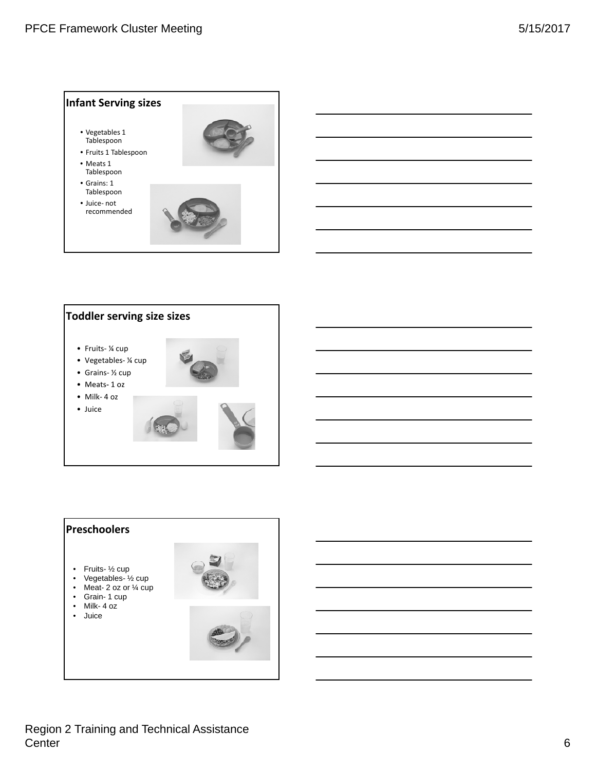## Infant Serving sizes

- Vegetables 1 Tablespoon
- Fruits 1 Tablespoon
- Meats 1 Tablespoon
- Grains: 1 Tablespoon
- Juice- not recommended

## Toddler serving size sizes

- Fruits- ¼ cup
- Vegetables- ¼ cup
- Grains- ½ cup
- Meats- 1 oz
- Milk- 4 oz
- Juice

## Preschoolers

- Fruits- ½ cup
- Vegetables- ½ cup
- Meat- 2 oz or ¼ cup
- Grain- 1 cup
- Milk- 4 oz
- Juice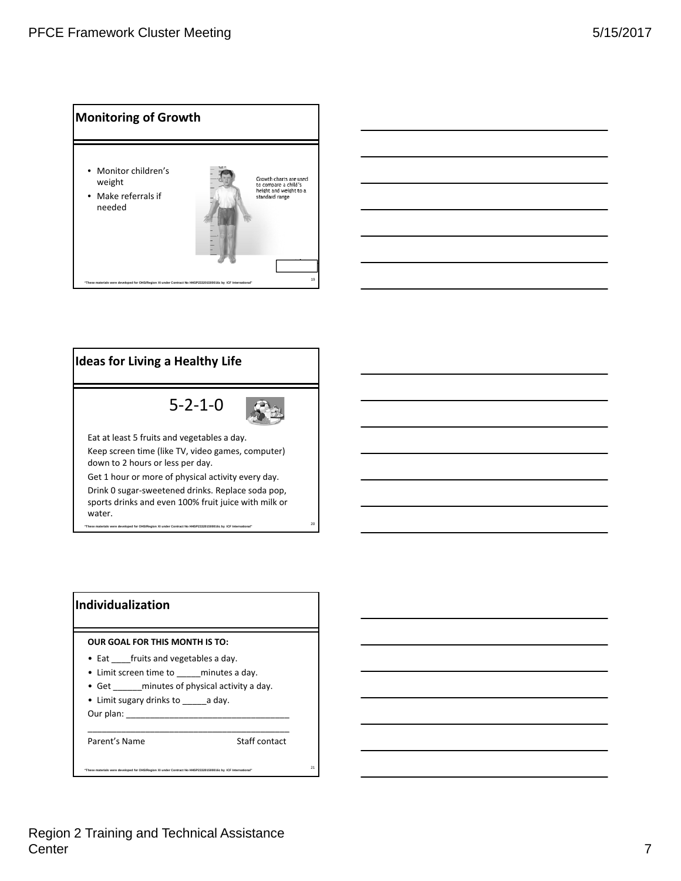## Monitoring of Growth

- Monitor children's weight
- Make referrals if needed

Growth charts are used to compare a child's height and weight to a standard range

"These materials were developed for OHS/Region XI under Contract No HHSP233201500016c by ICF International"

## Ideas for Living a Healthy Life

5-2-1-0

Eat at least 5 fruits and vegetables a day.

Keep screen time (like TV, video games, computer) down to 2 hours or less per day.

Get 1 hour or more of physical activity every day.

Drink 0 sugar-sweetened drinks. Replace soda pop, sports drinks and even 100% fruit juice with milk or water.

"These materials were developed for OHS/Region XI under Contract No HHSP233201500016c by ICF International"

## Individualization

**OUR GOAL FOR THIS MONTH IS TO:**

- Eat ____fruits and vegetables a day.
- Limit screen time to _____minutes a day.
- Get ______minutes of physical activity a day.
- Limit sugary drinks to _____a day.

Our plan: ___________________________________

_____________________________________________

Parent's Name Staff contact

"These materials were developed for OHS/Region XI under Contract No HHSP233201500016c by ICF International"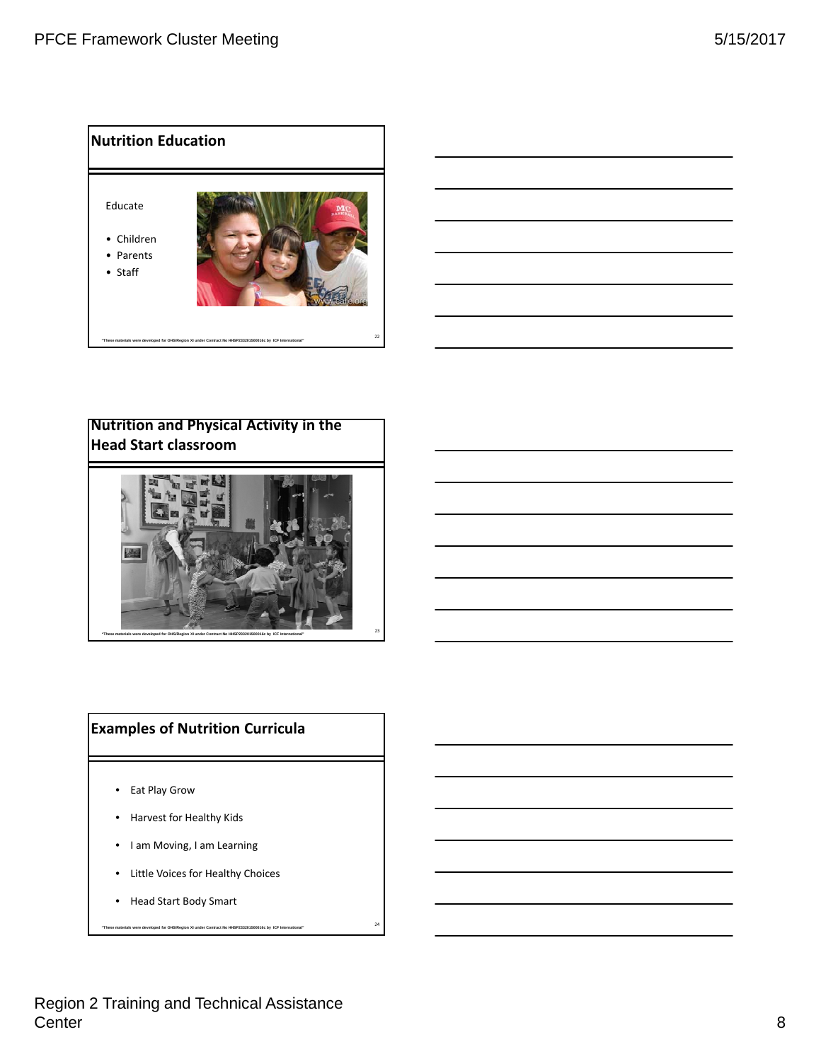## Nutrition Education

Educate

- Children
- Parents
- Staff

"These materials were developed for OHS/Region XI under Contract No HHSP233201500016c by ICF International"

## Nutrition and Physical Activity in the Head Start classroom

"These materials were developed for OHS/Region XI under Contract No HHSP233201500016c by ICF International"

## Examples of Nutrition Curricula

- Eat Play Grow
- Harvest for Healthy Kids
- I am Moving, I am Learning
- Little Voices for Healthy Choices
- Head Start Body Smart

"These materials were developed for OHS/Region XI under Contract No HHSP233201500016c by ICF International"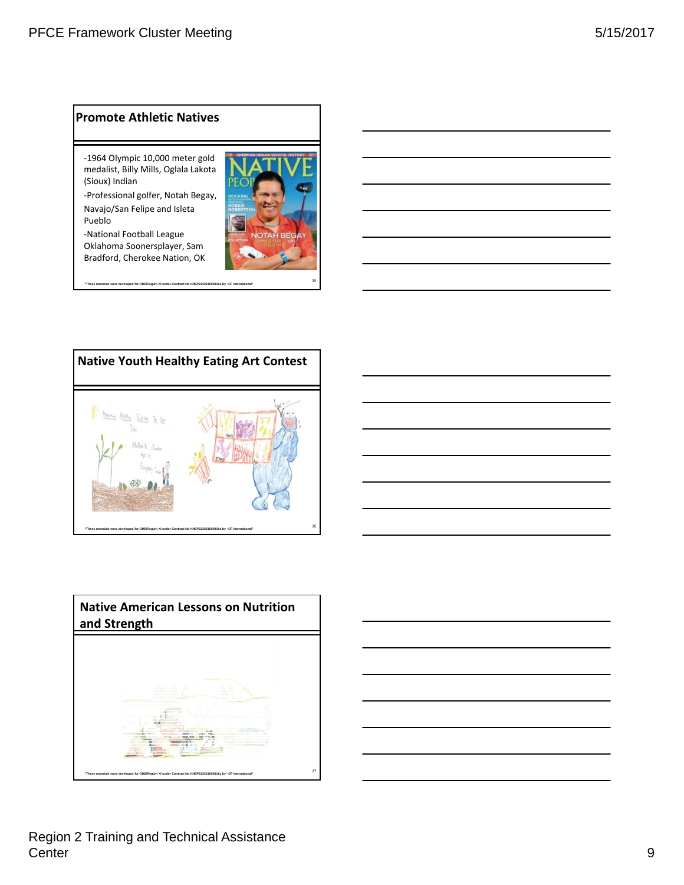## Promote Athletic Natives

- -1964 Olympic 10,000 meter gold medalist, Billy Mills, Oglala Lakota (Sioux) Indian
- -Professional golfer, Notah Begay, Navajo/San Felipe and Isleta Pueblo
- -National Football League Oklahoma Soonersplayer, Sam Bradford, Cherokee Nation, OK

"These materials were developed for OHS/Region XI under Contract No HHSP233201500016c by ICF International"

## Native Youth Healthy Eating Art Contest

"These materials were developed for OHS/Region XI under Contract No HHSP233201500016c by ICF International"

## Native American Lessons on Nutrition and Strength

"These materials were developed for OHS/Region XI under Contract No HHSP233201500016c by ICF International"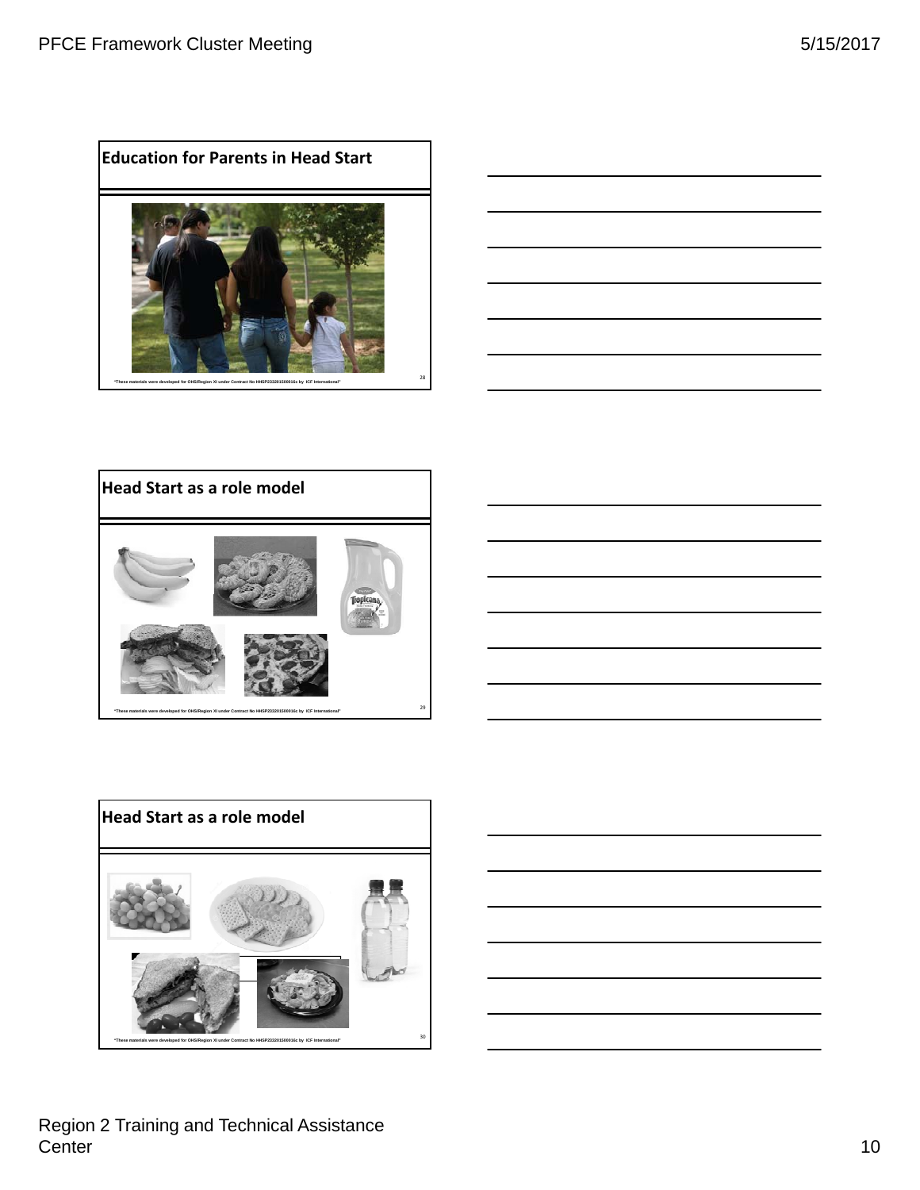## Education for Parents in Head Start

"These materials were developed for OHS/Region XI under Contract No HHSP233201500016c by ICF International"

## Head Start as a role model

"These materials were developed for OHS/Region XI under Contract No HHSP233201500016c by ICF International"

## Head Start as a role model

"These materials were developed for OHS/Region XI under Contract No HHSP233201500016c by ICF International"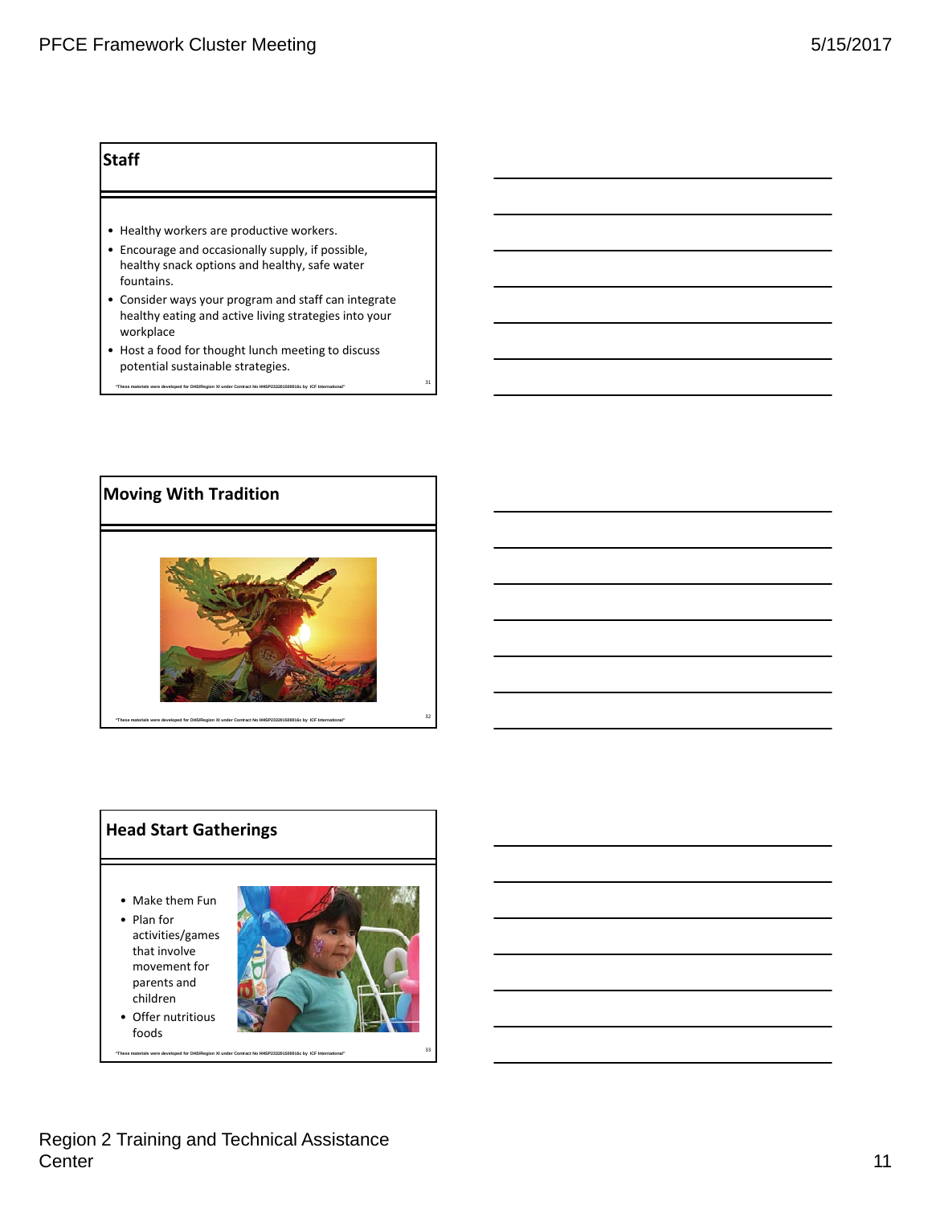## Staff

- Healthy workers are productive workers.
- Encourage and occasionally supply, if possible, healthy snack options and healthy, safe water fountains.
- Consider ways your program and staff can integrate healthy eating and active living strategies into your workplace
- Host a food for thought lunch meeting to discuss potential sustainable strategies.

"These materials were developed for OHS/Region XI under Contract No HHSP233201500016c by ICF International"

## Moving With Tradition

"These materials were developed for OHS/Region XI under Contract No HHSP233201500016c by ICF International"

## Head Start Gatherings

- Make them Fun
- Plan for activities/games that involve movement for parents and children
- Offer nutritious foods

"These materials were developed for OHS/Region XI under Contract No HHSP233201500016c by ICF International"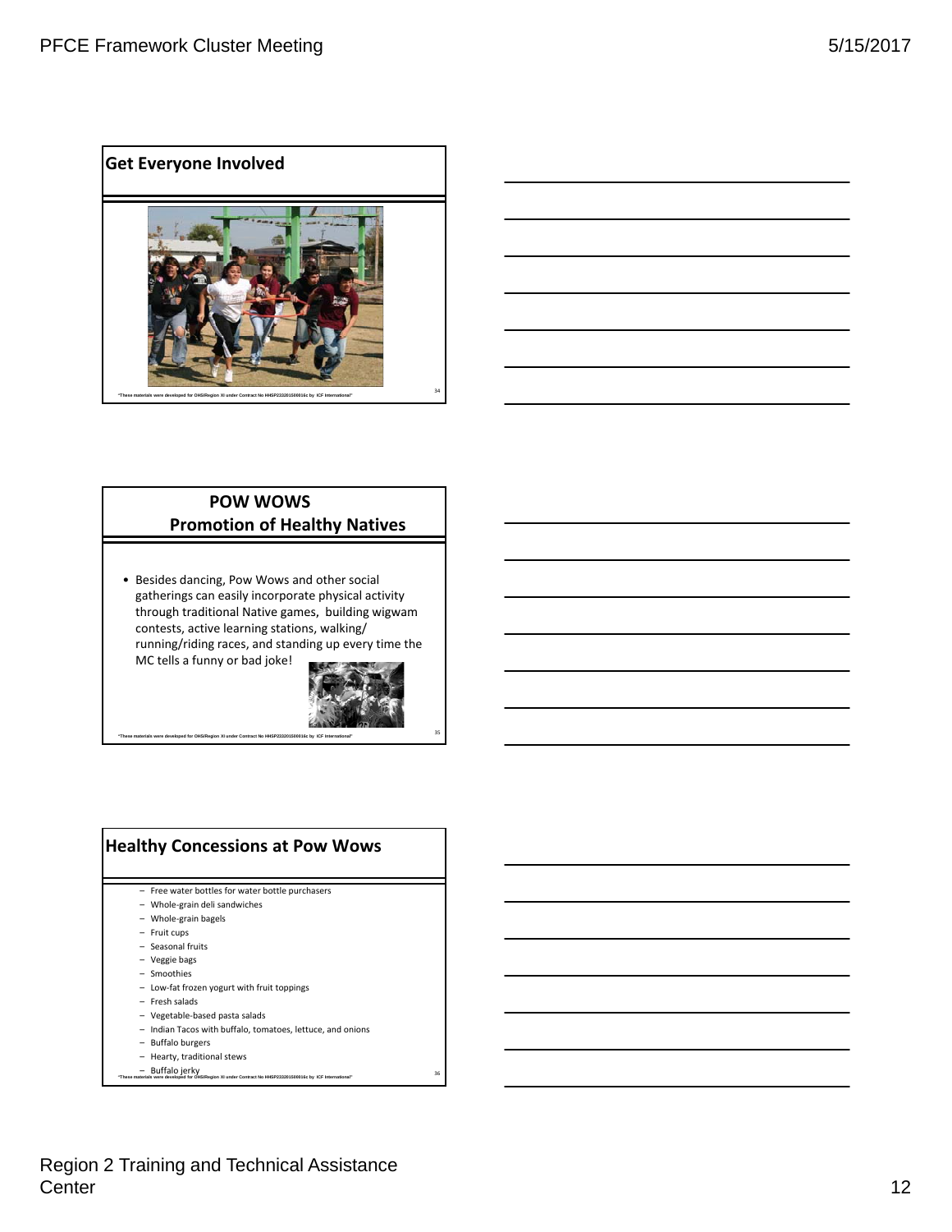## Get Everyone Involved

"These materials were developed for OHS/Region XI under Contract No HHSP233201500016c by ICF International"

## POW WOWS
## Promotion of Healthy Natives

- Besides dancing, Pow Wows and other social gatherings can easily incorporate physical activity through traditional Native games, building wigwam contests, active learning stations, walking/ running/riding races, and standing up every time the MC tells a funny or bad joke!

"These materials were developed for OHS/Region XI under Contract No HHSP233201500016c by ICF International"

## Healthy Concessions at Pow Wows

- Free water bottles for water bottle purchasers
- Whole-grain deli sandwiches
- Whole-grain bagels
- Fruit cups
- Seasonal fruits
- Veggie bags
- Smoothies
- Low-fat frozen yogurt with fruit toppings
- Fresh salads
- Vegetable-based pasta salads
- Indian Tacos with buffalo, tomatoes, lettuce, and onions
- Buffalo burgers
- Hearty, traditional stews
- Buffalo jerky

"These materials were developed for OHS/Region XI under Contract No HHSP233201500016c by ICF International"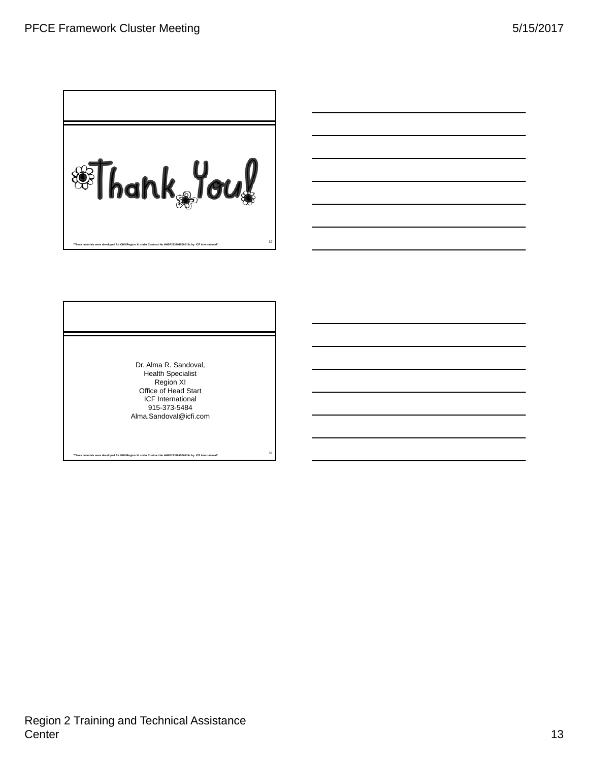Thank You!

"These materials were developed for OHS/Region XI under Contract No HHSP233201500016c by ICF International"

Dr. Alma R. Sandoval,
Health Specialist
Region XI
Office of Head Start
ICF International
915-373-5484
Alma.Sandoval@icfi.com

"These materials were developed for OHS/Region XI under Contract No HHSP233201500016c by ICF International"